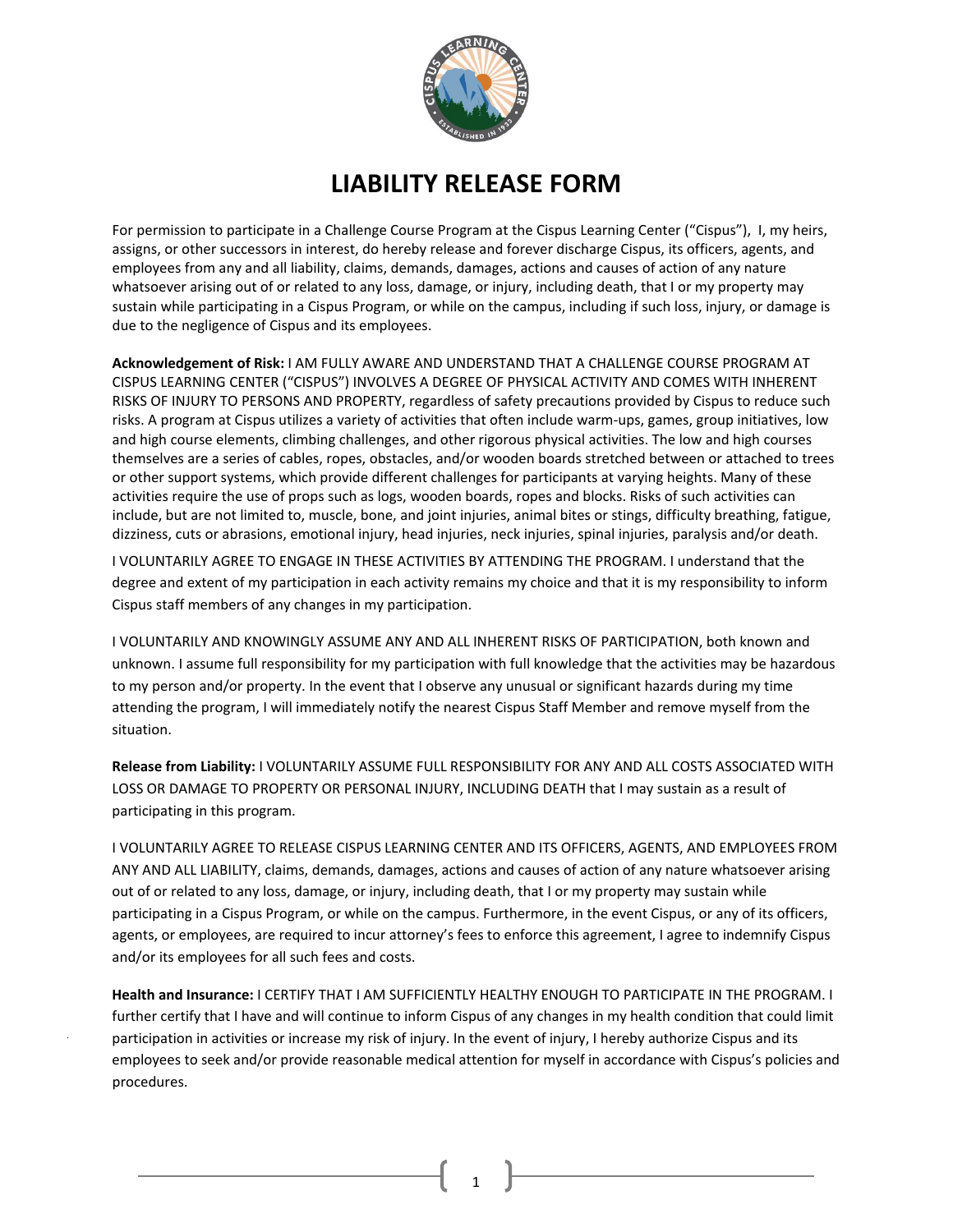# LIABILITY RELEASE FORM

For permission to participate in a Challenge Course Program at the Cispus Learning Center ("Cispus"), I, my heirs, assigns, or other successors in interest, do hereby release and forever discharge Cispus, its officers, agents, and employees from any and all liability, claims, demands, damages, actions and causes of action of any nature whatsoever arising out of or related to any loss, damage, or injury, including death, that I or my property may sustain while participating in a Cispus Program, or while on the campus, including if such loss, injury, or damage is due to the negligence of Cispus and its employees.

**Acknowledgement of Risk:** I AM FULLY AWARE AND UNDERSTAND THAT A CHALLENGE COURSE PROGRAM AT CISPUS LEARNING CENTER ("CISPUS") INVOLVES A DEGREE OF PHYSICAL ACTIVITY AND COMES WITH INHERENT RISKS OF INJURY TO PERSONS AND PROPERTY, regardless of safety precautions provided by Cispus to reduce such risks. A program at Cispus utilizes a variety of activities that often include warm-ups, games, group initiatives, low and high course elements, climbing challenges, and other rigorous physical activities. The low and high courses themselves are a series of cables, ropes, obstacles, and/or wooden boards stretched between or attached to trees or other support systems, which provide different challenges for participants at varying heights. Many of these activities require the use of props such as logs, wooden boards, ropes and blocks. Risks of such activities can include, but are not limited to, muscle, bone, and joint injuries, animal bites or stings, difficulty breathing, fatigue, dizziness, cuts or abrasions, emotional injury, head injuries, neck injuries, spinal injuries, paralysis and/or death.

I VOLUNTARILY AGREE TO ENGAGE IN THESE ACTIVITIES BY ATTENDING THE PROGRAM. I understand that the degree and extent of my participation in each activity remains my choice and that it is my responsibility to inform Cispus staff members of any changes in my participation.

I VOLUNTARILY AND KNOWINGLY ASSUME ANY AND ALL INHERENT RISKS OF PARTICIPATION, both known and unknown. I assume full responsibility for my participation with full knowledge that the activities may be hazardous to my person and/or property. In the event that I observe any unusual or significant hazards during my time attending the program, I will immediately notify the nearest Cispus Staff Member and remove myself from the situation.

**Release from Liability:** I VOLUNTARILY ASSUME FULL RESPONSIBILITY FOR ANY AND ALL COSTS ASSOCIATED WITH LOSS OR DAMAGE TO PROPERTY OR PERSONAL INJURY, INCLUDING DEATH that I may sustain as a result of participating in this program.

I VOLUNTARILY AGREE TO RELEASE CISPUS LEARNING CENTER AND ITS OFFICERS, AGENTS, AND EMPLOYEES FROM ANY AND ALL LIABILITY, claims, demands, damages, actions and causes of action of any nature whatsoever arising out of or related to any loss, damage, or injury, including death, that I or my property may sustain while participating in a Cispus Program, or while on the campus. Furthermore, in the event Cispus, or any of its officers, agents, or employees, are required to incur attorney's fees to enforce this agreement, I agree to indemnify Cispus and/or its employees for all such fees and costs.

**Health and Insurance:** I CERTIFY THAT I AM SUFFICIENTLY HEALTHY ENOUGH TO PARTICIPATE IN THE PROGRAM. I further certify that I have and will continue to inform Cispus of any changes in my health condition that could limit participation in activities or increase my risk of injury. In the event of injury, I hereby authorize Cispus and its employees to seek and/or provide reasonable medical attention for myself in accordance with Cispus's policies and procedures.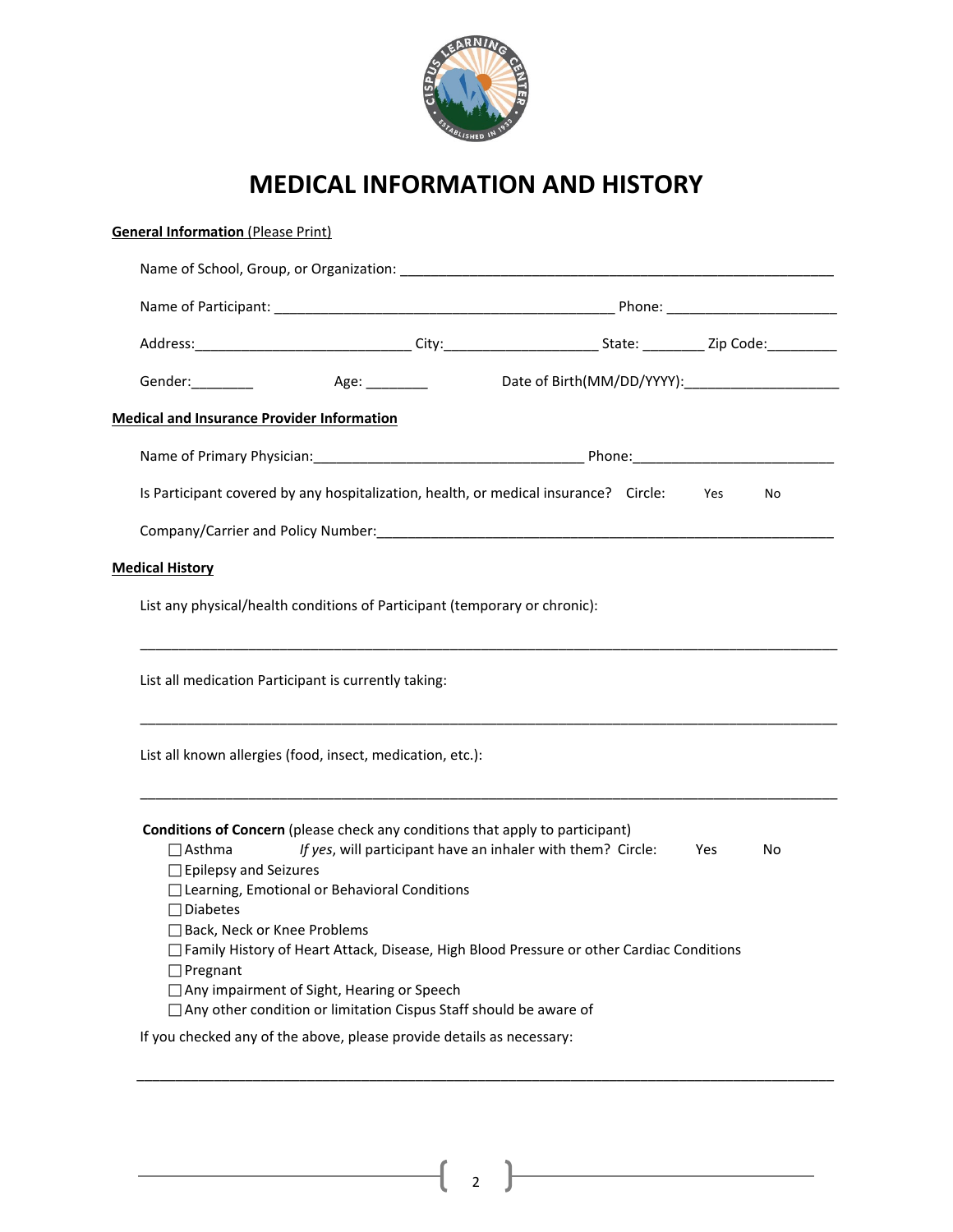# MEDICAL INFORMATION AND HISTORY

**General Information** (Please Print)

Name of School, Group, or Organization: ________________________________________________________

Name of Participant: ____________________________________________ Phone: ______________________

Address:____________________________ City:____________________ State: ________ Zip Code:_________

Gender:________ Age: ________ Date of Birth(MM/DD/YYYY):____________________

**Medical and Insurance Provider Information**

Name of Primary Physician:___________________________________ Phone:__________________________

Is Participant covered by any hospitalization, health, or medical insurance? Circle: Yes No

Company/Carrier and Policy Number:____________________________________________________________

**Medical History**

List any physical/health conditions of Participant (temporary or chronic):

___________________________________________________________________________________________

List all medication Participant is currently taking:

___________________________________________________________________________________________

List all known allergies (food, insect, medication, etc.):

___________________________________________________________________________________________

**Conditions of Concern** (please check any conditions that apply to participant)

- ☐ Asthma *If yes*, will participant have an inhaler with them? Circle: Yes No
- ☐ Epilepsy and Seizures
- ☐ Learning, Emotional or Behavioral Conditions
- ☐ Diabetes
- ☐ Back, Neck or Knee Problems
- ☐ Family History of Heart Attack, Disease, High Blood Pressure or other Cardiac Conditions
- ☐ Pregnant
- ☐ Any impairment of Sight, Hearing or Speech
- ☐ Any other condition or limitation Cispus Staff should be aware of

If you checked any of the above, please provide details as necessary:

___________________________________________________________________________________________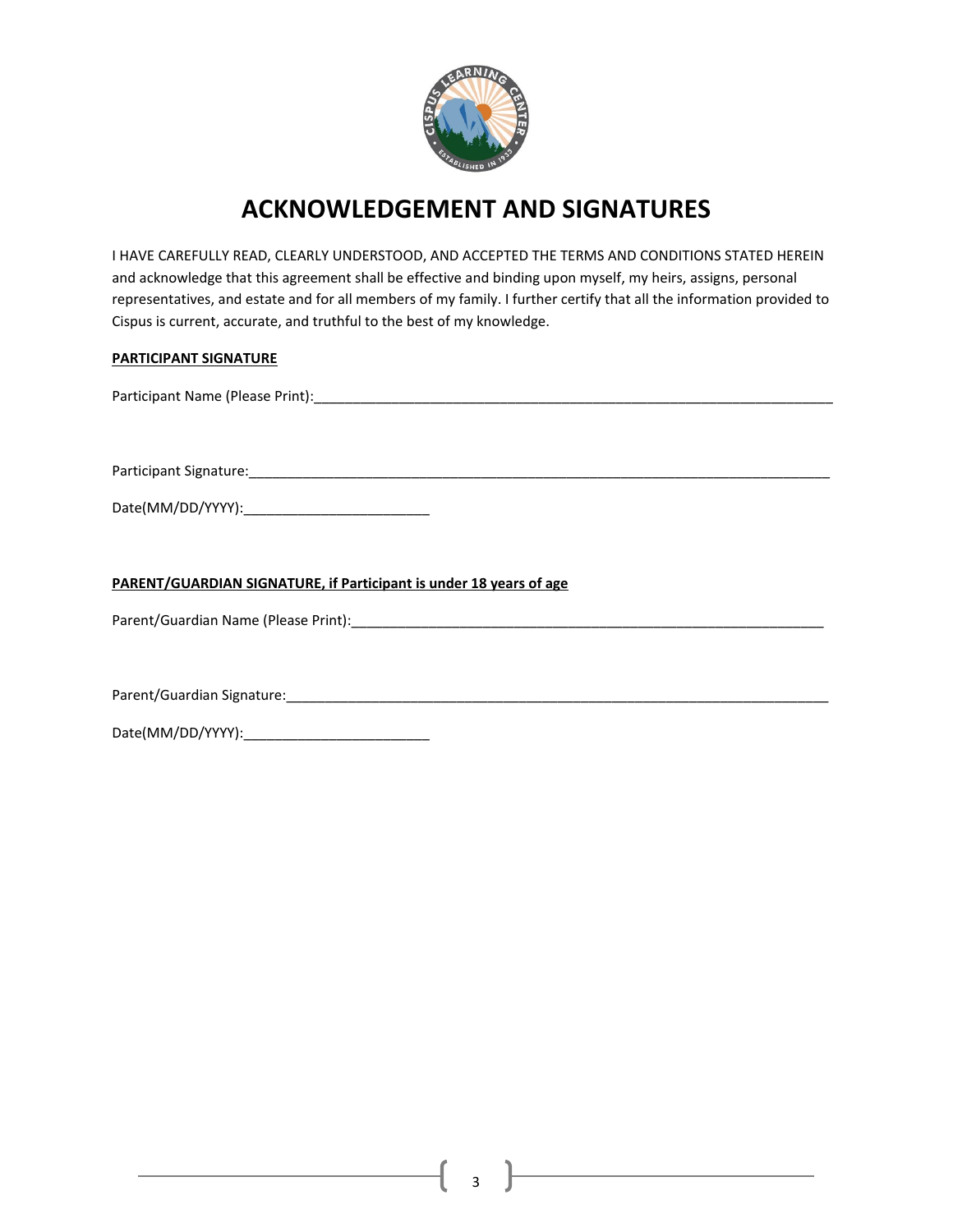# ACKNOWLEDGEMENT AND SIGNATURES

I HAVE CAREFULLY READ, CLEARLY UNDERSTOOD, AND ACCEPTED THE TERMS AND CONDITIONS STATED HEREIN and acknowledge that this agreement shall be effective and binding upon myself, my heirs, assigns, personal representatives, and estate and for all members of my family. I further certify that all the information provided to Cispus is current, accurate, and truthful to the best of my knowledge.

**PARTICIPANT SIGNATURE**

Participant Name (Please Print):______________________________________________________________________

Participant Signature:______________________________________________________________________________

Date(MM/DD/YYYY):_________________________

**PARENT/GUARDIAN SIGNATURE, if Participant is under 18 years of age**

Parent/Guardian Name (Please Print):_______________________________________________________________

Parent/Guardian Signature:_________________________________________________________________________

Date(MM/DD/YYYY):_________________________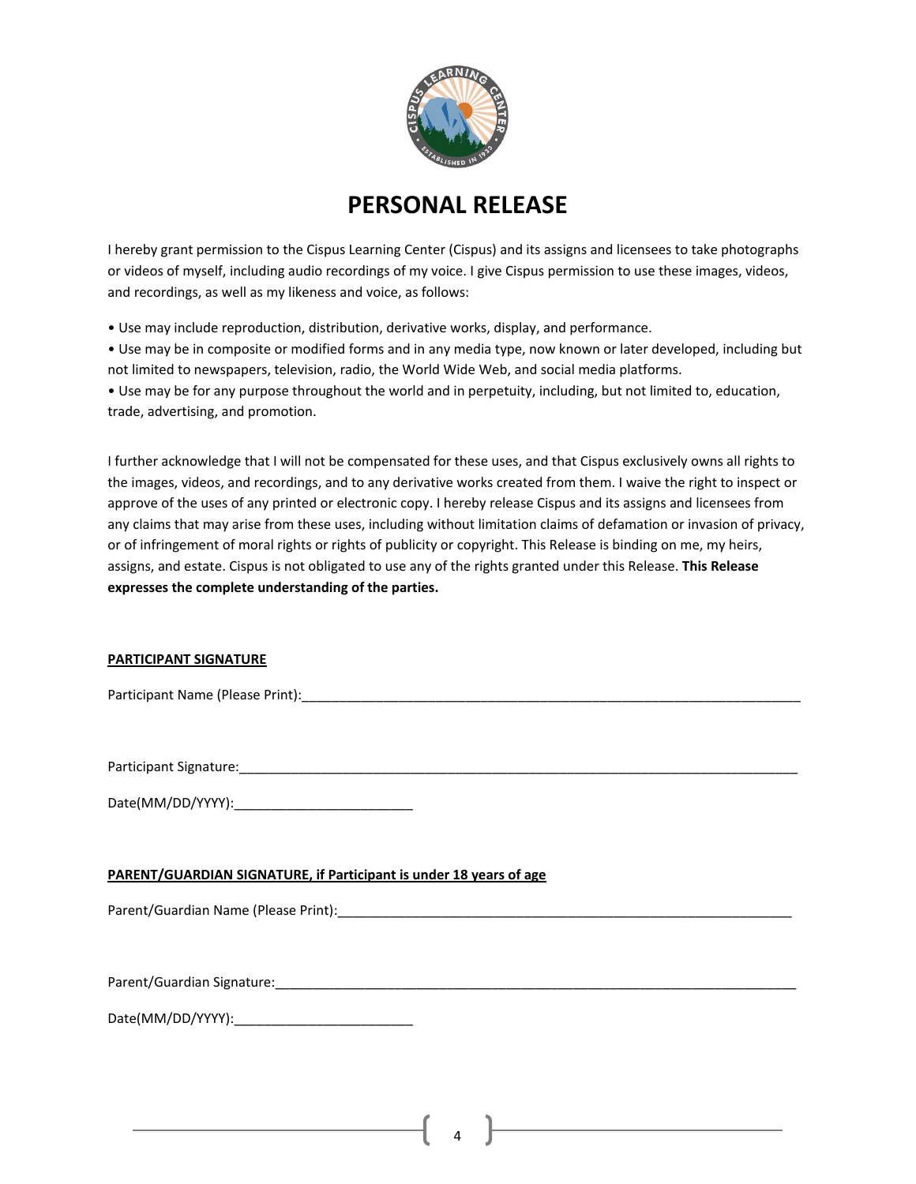# PERSONAL RELEASE

I hereby grant permission to the Cispus Learning Center (Cispus) and its assigns and licensees to take photographs or videos of myself, including audio recordings of my voice. I give Cispus permission to use these images, videos, and recordings, as well as my likeness and voice, as follows:

- Use may include reproduction, distribution, derivative works, display, and performance.
- Use may be in composite or modified forms and in any media type, now known or later developed, including but not limited to newspapers, television, radio, the World Wide Web, and social media platforms.
- Use may be for any purpose throughout the world and in perpetuity, including, but not limited to, education, trade, advertising, and promotion.

I further acknowledge that I will not be compensated for these uses, and that Cispus exclusively owns all rights to the images, videos, and recordings, and to any derivative works created from them. I waive the right to inspect or approve of the uses of any printed or electronic copy. I hereby release Cispus and its assigns and licensees from any claims that may arise from these uses, including without limitation claims of defamation or invasion of privacy, or of infringement of moral rights or rights of publicity or copyright. This Release is binding on me, my heirs, assigns, and estate. Cispus is not obligated to use any of the rights granted under this Release. **This Release expresses the complete understanding of the parties.**

**PARTICIPANT SIGNATURE**

Participant Name (Please Print):______________________________________________________________

Participant Signature:_______________________________________________________________________

Date(MM/DD/YYYY):________________________

**PARENT/GUARDIAN SIGNATURE, if Participant is under 18 years of age**

Parent/Guardian Name (Please Print):_________________________________________________________

Parent/Guardian Signature:__________________________________________________________________

Date(MM/DD/YYYY):________________________